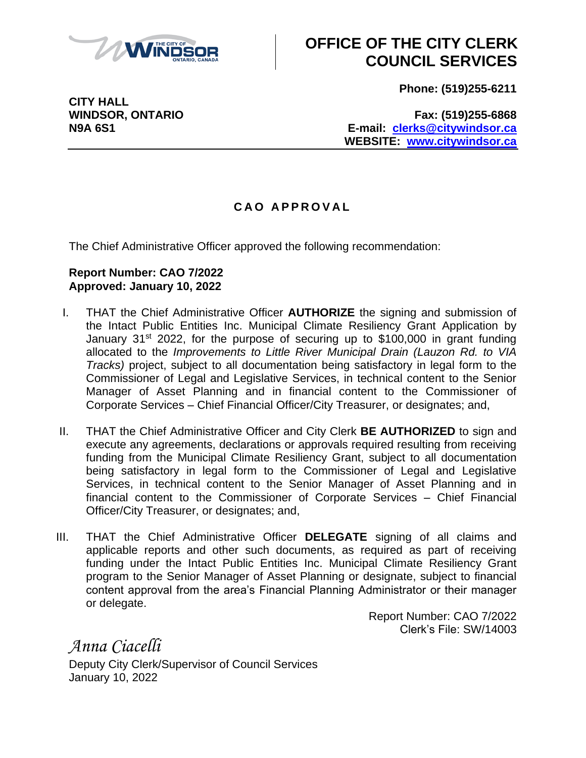# OFFICE OF THE CITY CLERK COUNCIL SERVICES

**CITY HALL**
**WINDSOR, ONTARIO**
**N9A 6S1**

**Phone: (519)255-6211**

**Fax: (519)255-6868**
**E-mail: clerks@citywindsor.ca**
**WEBSITE: www.citywindsor.ca**

---

## C A O   A P P R O V A L

The Chief Administrative Officer approved the following recommendation:

**Report Number: CAO 7/2022**
**Approved: January 10, 2022**

I. THAT the Chief Administrative Officer **AUTHORIZE** the signing and submission of the Intact Public Entities Inc. Municipal Climate Resiliency Grant Application by January 31st 2022, for the purpose of securing up to $100,000 in grant funding allocated to the *Improvements to Little River Municipal Drain (Lauzon Rd. to VIA Tracks)* project, subject to all documentation being satisfactory in legal form to the Commissioner of Legal and Legislative Services, in technical content to the Senior Manager of Asset Planning and in financial content to the Commissioner of Corporate Services – Chief Financial Officer/City Treasurer, or designates; and,

II. THAT the Chief Administrative Officer and City Clerk **BE AUTHORIZED** to sign and execute any agreements, declarations or approvals required resulting from receiving funding from the Municipal Climate Resiliency Grant, subject to all documentation being satisfactory in legal form to the Commissioner of Legal and Legislative Services, in technical content to the Senior Manager of Asset Planning and in financial content to the Commissioner of Corporate Services – Chief Financial Officer/City Treasurer, or designates; and,

III. THAT the Chief Administrative Officer **DELEGATE** signing of all claims and applicable reports and other such documents, as required as part of receiving funding under the Intact Public Entities Inc. Municipal Climate Resiliency Grant program to the Senior Manager of Asset Planning or designate, subject to financial content approval from the area's Financial Planning Administrator or their manager or delegate.

Report Number: CAO 7/2022
Clerk's File: SW/14003

*Anna Ciacelli*
Deputy City Clerk/Supervisor of Council Services
January 10, 2022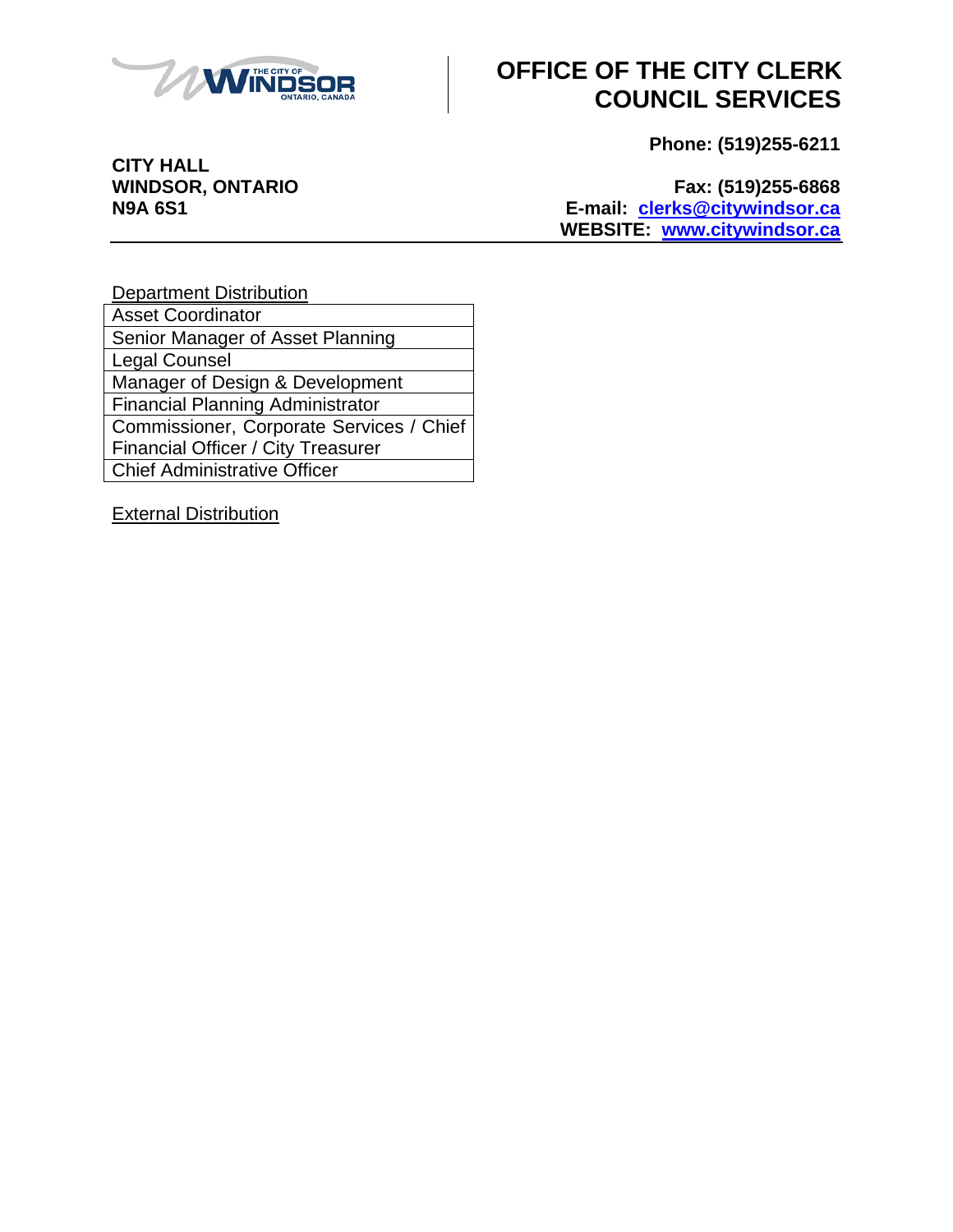# OFFICE OF THE CITY CLERK
# COUNCIL SERVICES

**CITY HALL**
**WINDSOR, ONTARIO**
**N9A 6S1**

**Phone: (519)255-6211**

**Fax: (519)255-6868**
**E-mail: clerks@citywindsor.ca**
**WEBSITE: www.citywindsor.ca**

Department Distribution

| |
|---|
| Asset Coordinator |
| Senior Manager of Asset Planning |
| Legal Counsel |
| Manager of Design & Development |
| Financial Planning Administrator |
| Commissioner, Corporate Services / Chief Financial Officer / City Treasurer |
| Chief Administrative Officer |

External Distribution